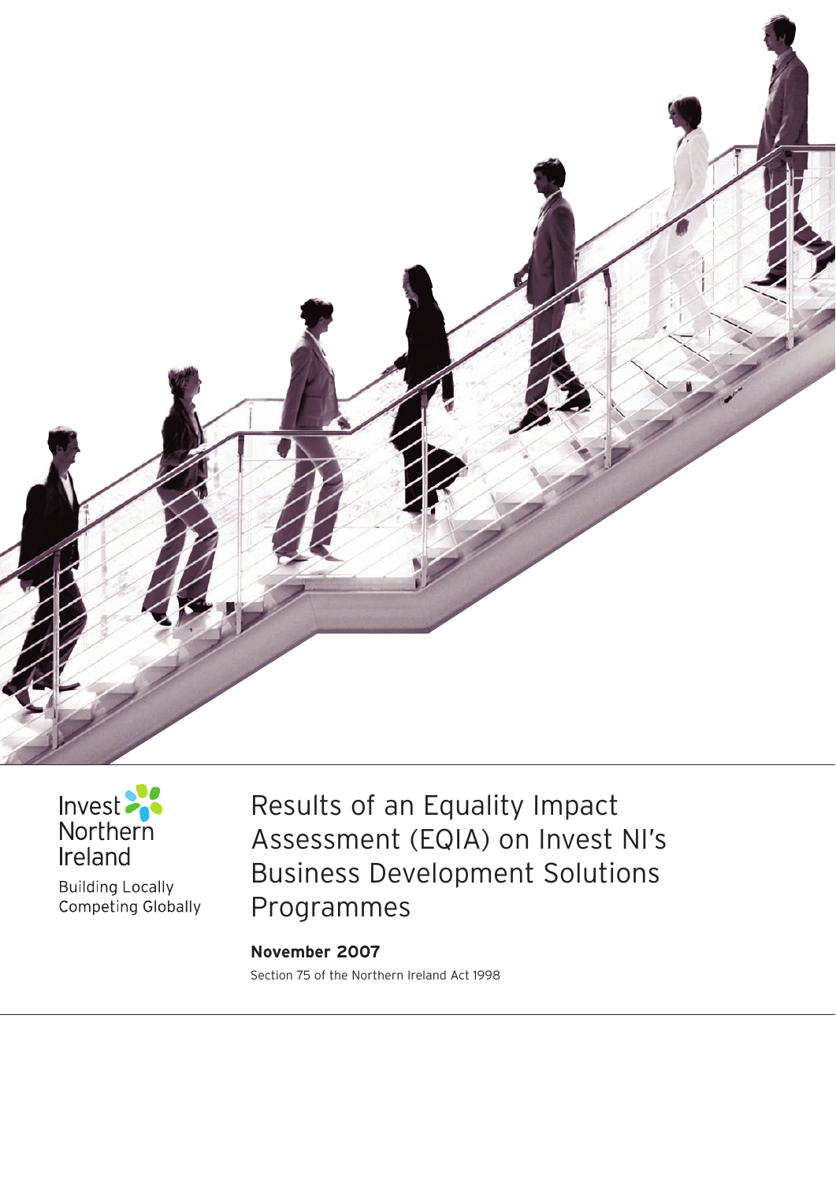Invest Northern Ireland

Building Locally
Competing Globally

# Results of an Equality Impact Assessment (EQIA) on Invest NI's Business Development Solutions Programmes

**November 2007**

Section 75 of the Northern Ireland Act 1998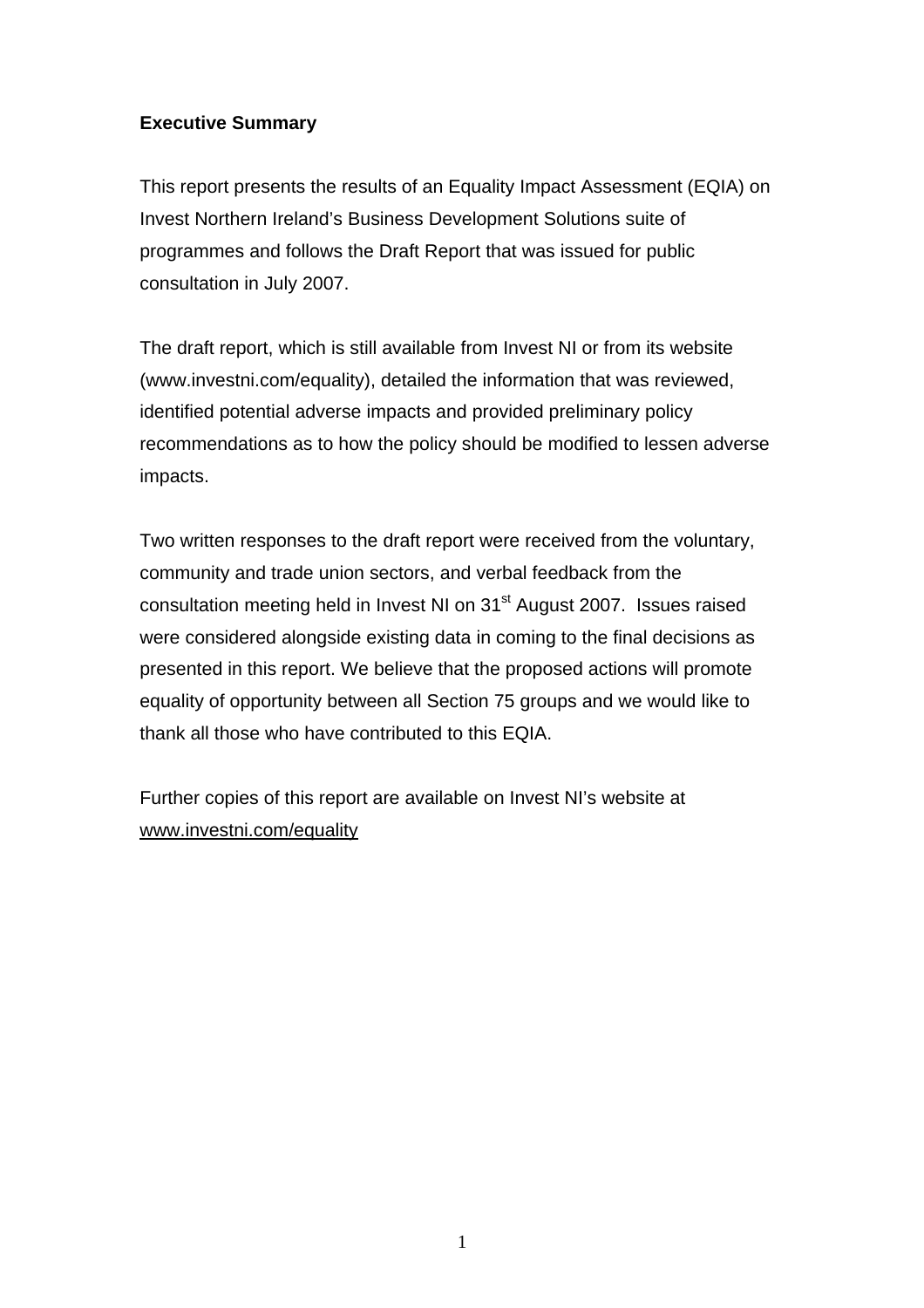**Executive Summary**

This report presents the results of an Equality Impact Assessment (EQIA) on Invest Northern Ireland's Business Development Solutions suite of programmes and follows the Draft Report that was issued for public consultation in July 2007.

The draft report, which is still available from Invest NI or from its website (www.investni.com/equality), detailed the information that was reviewed, identified potential adverse impacts and provided preliminary policy recommendations as to how the policy should be modified to lessen adverse impacts.

Two written responses to the draft report were received from the voluntary, community and trade union sectors, and verbal feedback from the consultation meeting held in Invest NI on 31st August 2007. Issues raised were considered alongside existing data in coming to the final decisions as presented in this report. We believe that the proposed actions will promote equality of opportunity between all Section 75 groups and we would like to thank all those who have contributed to this EQIA.

Further copies of this report are available on Invest NI's website at www.investni.com/equality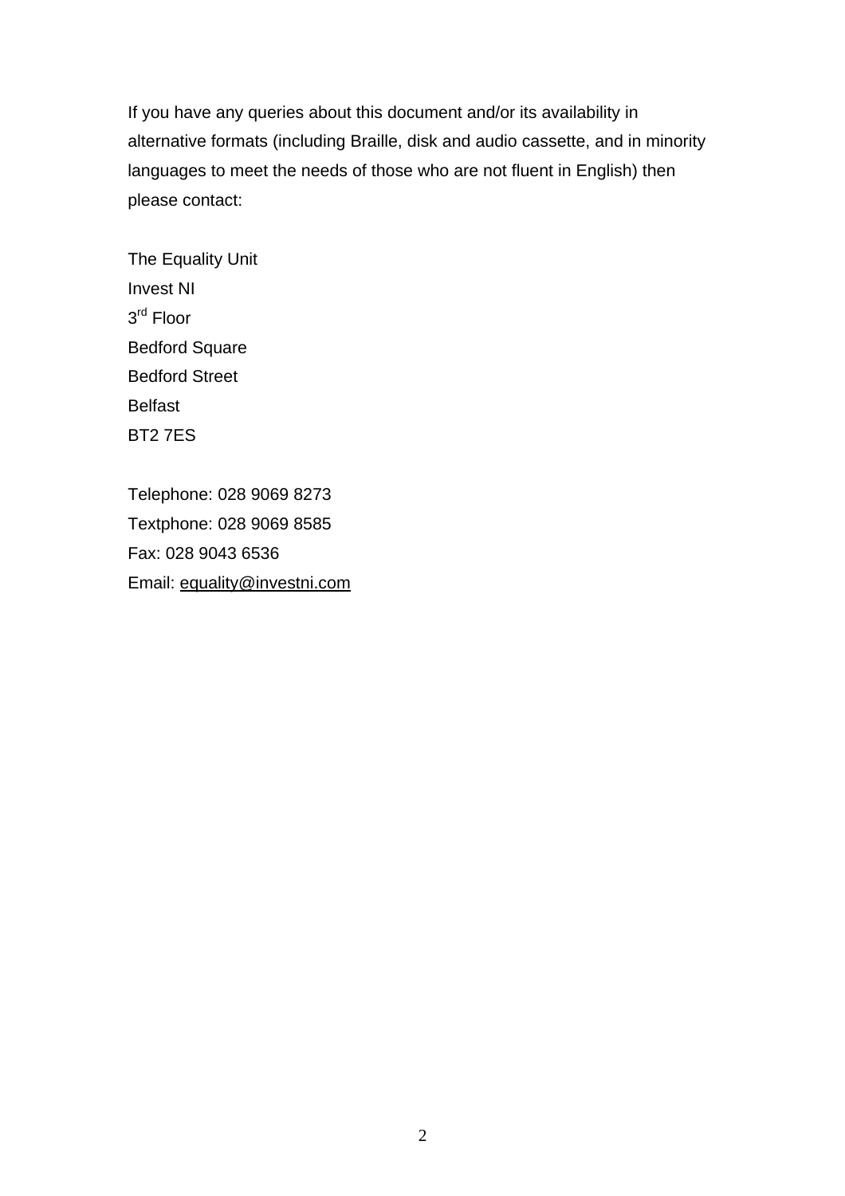If you have any queries about this document and/or its availability in alternative formats (including Braille, disk and audio cassette, and in minority languages to meet the needs of those who are not fluent in English) then please contact:

The Equality Unit
Invest NI
3rd Floor
Bedford Square
Bedford Street
Belfast
BT2 7ES

Telephone: 028 9069 8273
Textphone: 028 9069 8585
Fax: 028 9043 6536
Email: equality@investni.com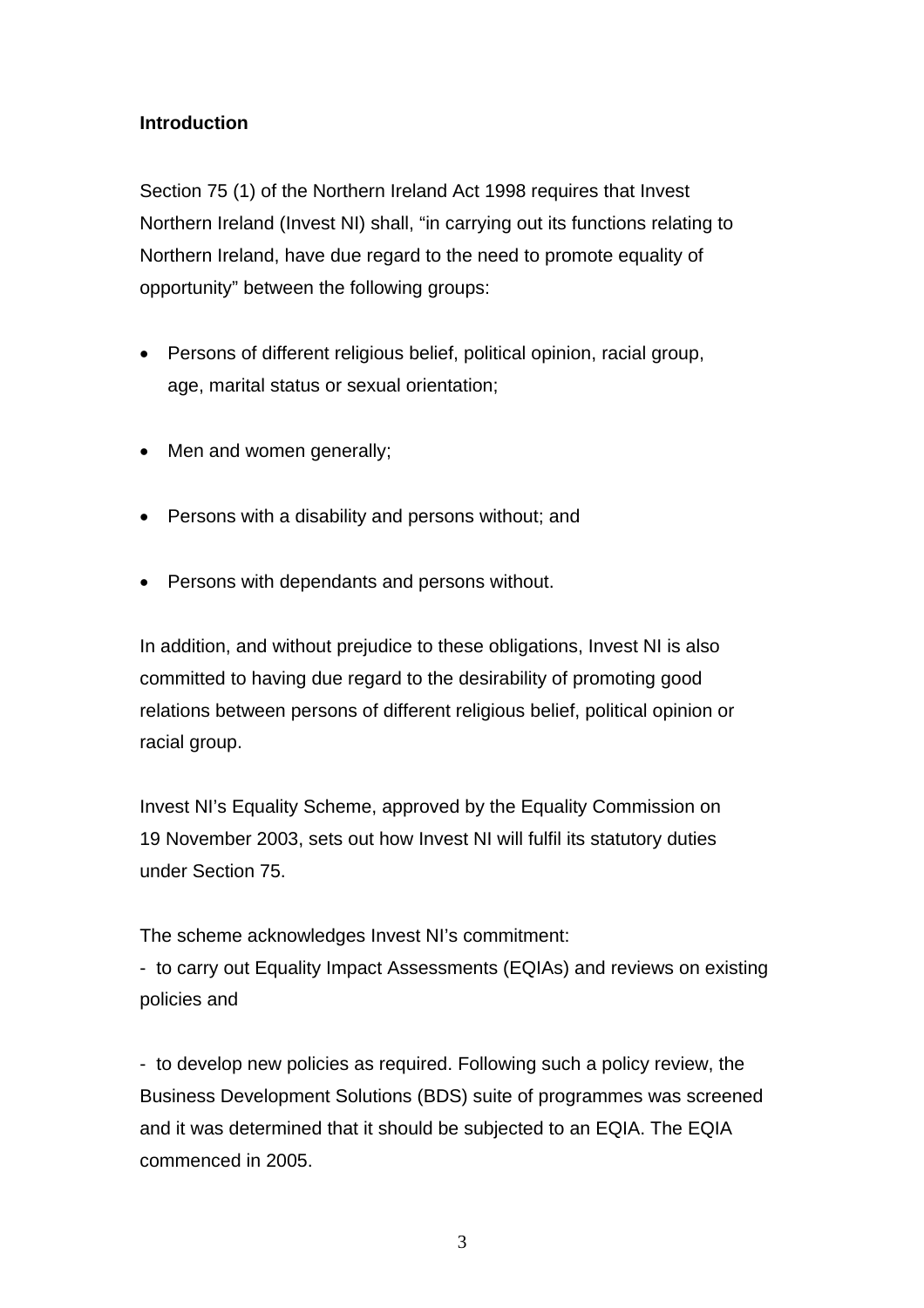**Introduction**

Section 75 (1) of the Northern Ireland Act 1998 requires that Invest Northern Ireland (Invest NI) shall, “in carrying out its functions relating to Northern Ireland, have due regard to the need to promote equality of opportunity” between the following groups:

- Persons of different religious belief, political opinion, racial group, age, marital status or sexual orientation;
- Men and women generally;
- Persons with a disability and persons without; and
- Persons with dependants and persons without.

In addition, and without prejudice to these obligations, Invest NI is also committed to having due regard to the desirability of promoting good relations between persons of different religious belief, political opinion or racial group.

Invest NI’s Equality Scheme, approved by the Equality Commission on 19 November 2003, sets out how Invest NI will fulfil its statutory duties under Section 75.

The scheme acknowledges Invest NI’s commitment:
- to carry out Equality Impact Assessments (EQIAs) and reviews on existing policies and

- to develop new policies as required. Following such a policy review, the Business Development Solutions (BDS) suite of programmes was screened and it was determined that it should be subjected to an EQIA. The EQIA commenced in 2005.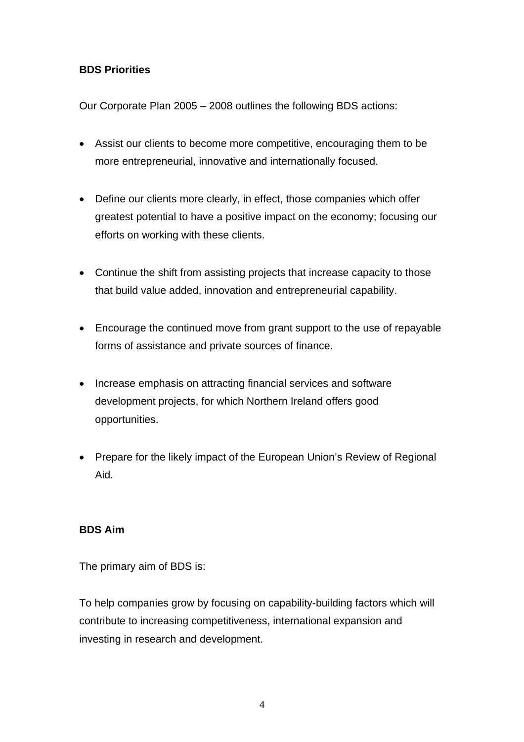**BDS Priorities**

Our Corporate Plan 2005 – 2008 outlines the following BDS actions:

- Assist our clients to become more competitive, encouraging them to be more entrepreneurial, innovative and internationally focused.

- Define our clients more clearly, in effect, those companies which offer greatest potential to have a positive impact on the economy; focusing our efforts on working with these clients.

- Continue the shift from assisting projects that increase capacity to those that build value added, innovation and entrepreneurial capability.

- Encourage the continued move from grant support to the use of repayable forms of assistance and private sources of finance.

- Increase emphasis on attracting financial services and software development projects, for which Northern Ireland offers good opportunities.

- Prepare for the likely impact of the European Union's Review of Regional Aid.

**BDS Aim**

The primary aim of BDS is:

To help companies grow by focusing on capability-building factors which will contribute to increasing competitiveness, international expansion and investing in research and development.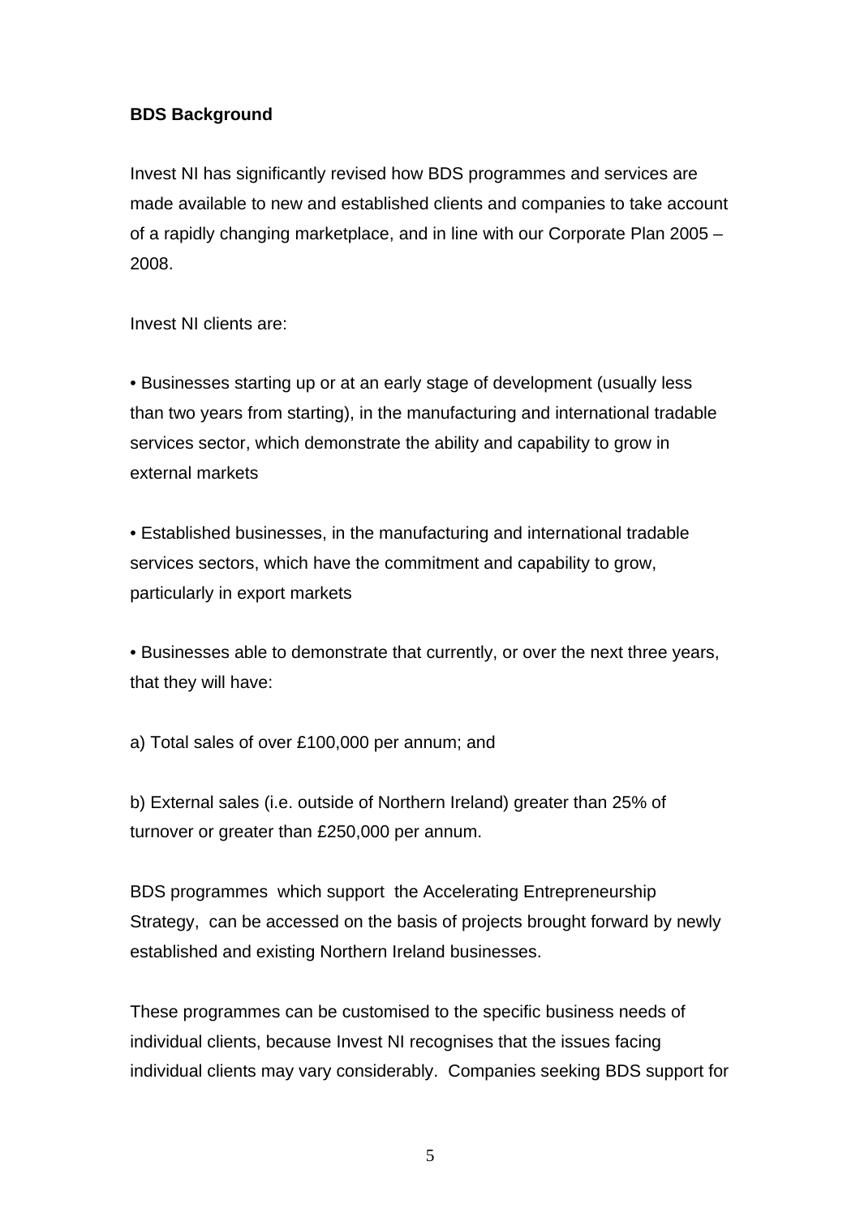**BDS Background**

Invest NI has significantly revised how BDS programmes and services are made available to new and established clients and companies to take account of a rapidly changing marketplace, and in line with our Corporate Plan 2005 – 2008.

Invest NI clients are:

- Businesses starting up or at an early stage of development (usually less than two years from starting), in the manufacturing and international tradable services sector, which demonstrate the ability and capability to grow in external markets

- Established businesses, in the manufacturing and international tradable services sectors, which have the commitment and capability to grow, particularly in export markets

- Businesses able to demonstrate that currently, or over the next three years, that they will have:

a) Total sales of over £100,000 per annum; and

b) External sales (i.e. outside of Northern Ireland) greater than 25% of turnover or greater than £250,000 per annum.

BDS programmes which support the Accelerating Entrepreneurship Strategy, can be accessed on the basis of projects brought forward by newly established and existing Northern Ireland businesses.

These programmes can be customised to the specific business needs of individual clients, because Invest NI recognises that the issues facing individual clients may vary considerably. Companies seeking BDS support for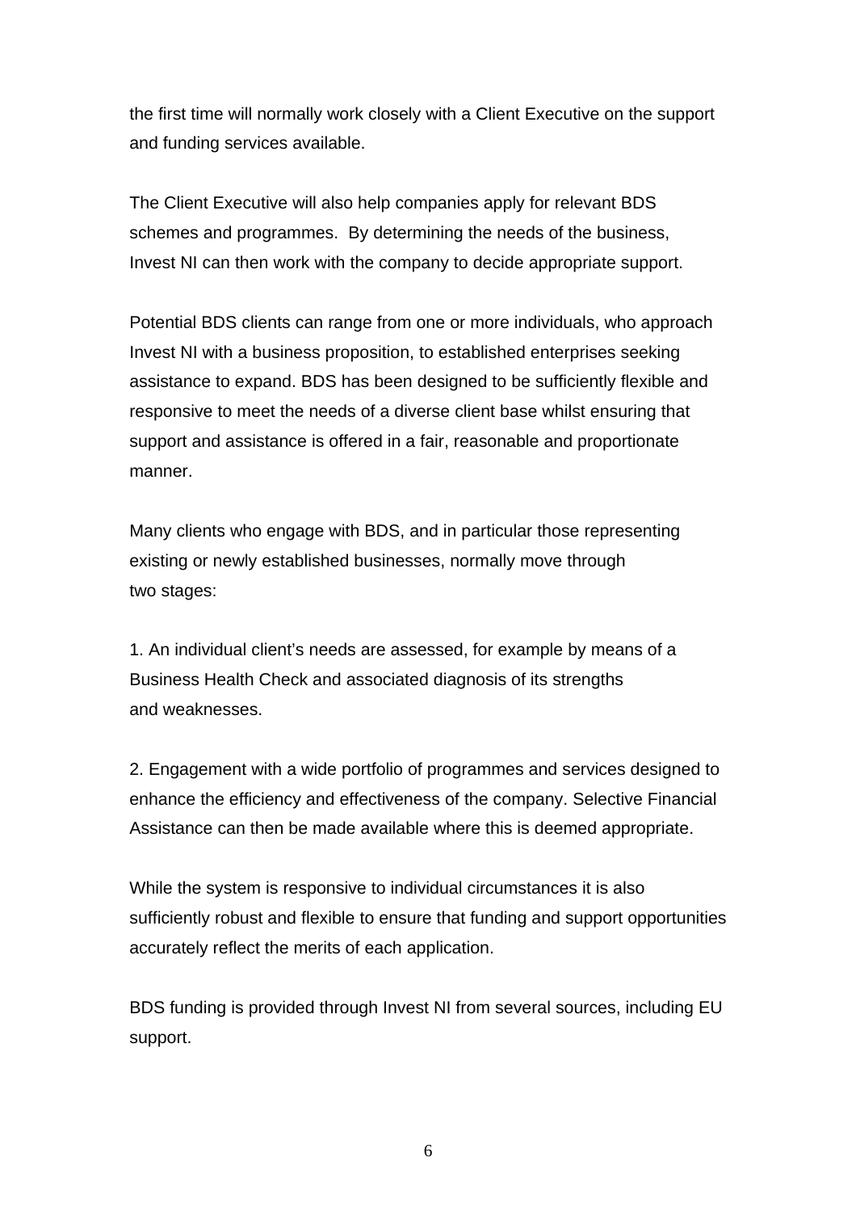the first time will normally work closely with a Client Executive on the support and funding services available.

The Client Executive will also help companies apply for relevant BDS schemes and programmes. By determining the needs of the business, Invest NI can then work with the company to decide appropriate support.

Potential BDS clients can range from one or more individuals, who approach Invest NI with a business proposition, to established enterprises seeking assistance to expand. BDS has been designed to be sufficiently flexible and responsive to meet the needs of a diverse client base whilst ensuring that support and assistance is offered in a fair, reasonable and proportionate manner.

Many clients who engage with BDS, and in particular those representing existing or newly established businesses, normally move through two stages:

1. An individual client's needs are assessed, for example by means of a Business Health Check and associated diagnosis of its strengths and weaknesses.

2. Engagement with a wide portfolio of programmes and services designed to enhance the efficiency and effectiveness of the company. Selective Financial Assistance can then be made available where this is deemed appropriate.

While the system is responsive to individual circumstances it is also sufficiently robust and flexible to ensure that funding and support opportunities accurately reflect the merits of each application.

BDS funding is provided through Invest NI from several sources, including EU support.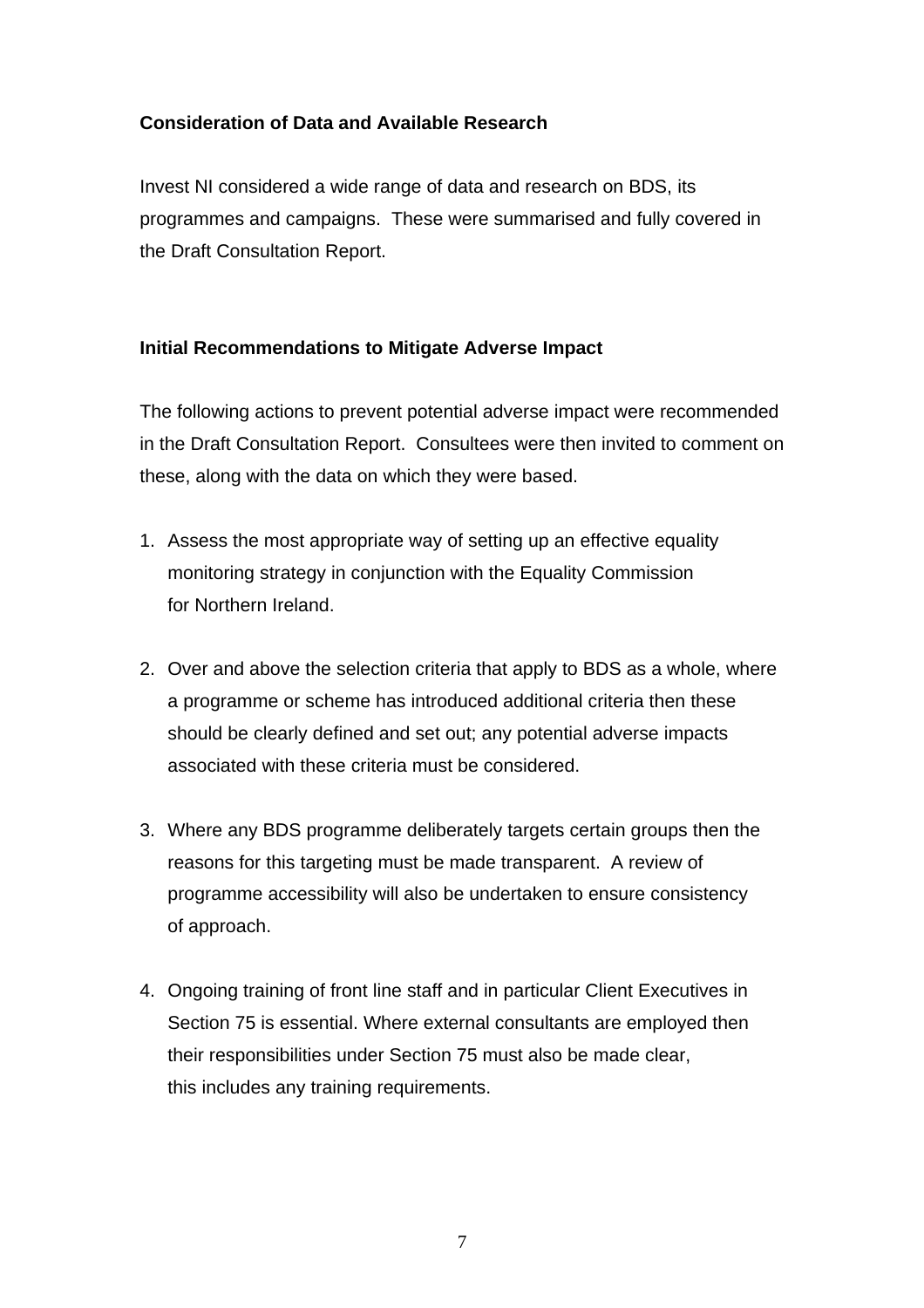**Consideration of Data and Available Research**

Invest NI considered a wide range of data and research on BDS, its programmes and campaigns. These were summarised and fully covered in the Draft Consultation Report.

**Initial Recommendations to Mitigate Adverse Impact**

The following actions to prevent potential adverse impact were recommended in the Draft Consultation Report. Consultees were then invited to comment on these, along with the data on which they were based.

1. Assess the most appropriate way of setting up an effective equality monitoring strategy in conjunction with the Equality Commission for Northern Ireland.

2. Over and above the selection criteria that apply to BDS as a whole, where a programme or scheme has introduced additional criteria then these should be clearly defined and set out; any potential adverse impacts associated with these criteria must be considered.

3. Where any BDS programme deliberately targets certain groups then the reasons for this targeting must be made transparent. A review of programme accessibility will also be undertaken to ensure consistency of approach.

4. Ongoing training of front line staff and in particular Client Executives in Section 75 is essential. Where external consultants are employed then their responsibilities under Section 75 must also be made clear, this includes any training requirements.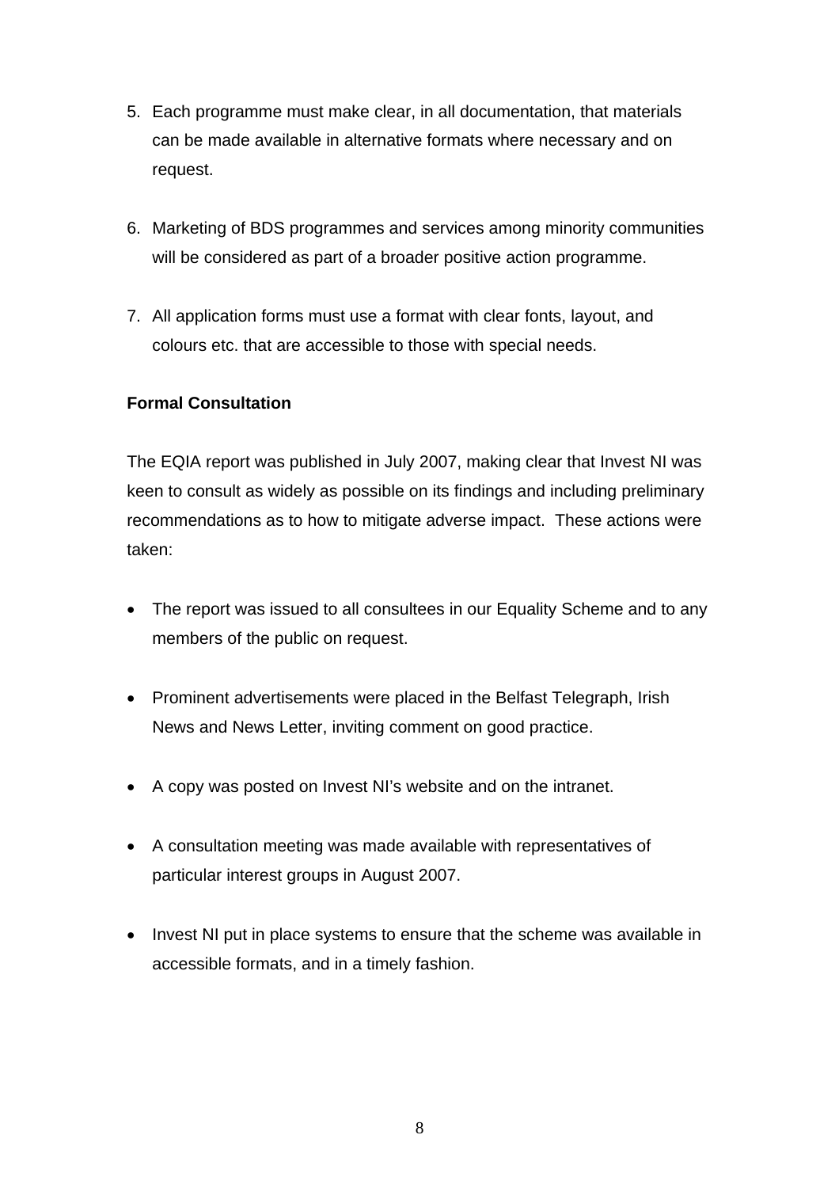5. Each programme must make clear, in all documentation, that materials can be made available in alternative formats where necessary and on request.

6. Marketing of BDS programmes and services among minority communities will be considered as part of a broader positive action programme.

7. All application forms must use a format with clear fonts, layout, and colours etc. that are accessible to those with special needs.

**Formal Consultation**

The EQIA report was published in July 2007, making clear that Invest NI was keen to consult as widely as possible on its findings and including preliminary recommendations as to how to mitigate adverse impact. These actions were taken:

- The report was issued to all consultees in our Equality Scheme and to any members of the public on request.
- Prominent advertisements were placed in the Belfast Telegraph, Irish News and News Letter, inviting comment on good practice.
- A copy was posted on Invest NI's website and on the intranet.
- A consultation meeting was made available with representatives of particular interest groups in August 2007.
- Invest NI put in place systems to ensure that the scheme was available in accessible formats, and in a timely fashion.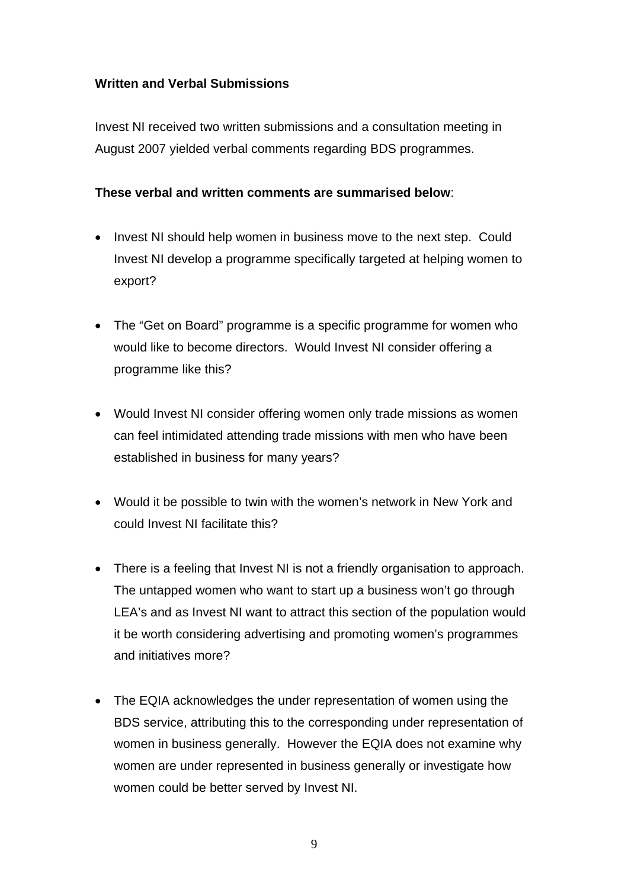**Written and Verbal Submissions**

Invest NI received two written submissions and a consultation meeting in August 2007 yielded verbal comments regarding BDS programmes.

**These verbal and written comments are summarised below**:

- Invest NI should help women in business move to the next step. Could Invest NI develop a programme specifically targeted at helping women to export?

- The "Get on Board" programme is a specific programme for women who would like to become directors. Would Invest NI consider offering a programme like this?

- Would Invest NI consider offering women only trade missions as women can feel intimidated attending trade missions with men who have been established in business for many years?

- Would it be possible to twin with the women's network in New York and could Invest NI facilitate this?

- There is a feeling that Invest NI is not a friendly organisation to approach. The untapped women who want to start up a business won't go through LEA's and as Invest NI want to attract this section of the population would it be worth considering advertising and promoting women's programmes and initiatives more?

- The EQIA acknowledges the under representation of women using the BDS service, attributing this to the corresponding under representation of women in business generally. However the EQIA does not examine why women are under represented in business generally or investigate how women could be better served by Invest NI.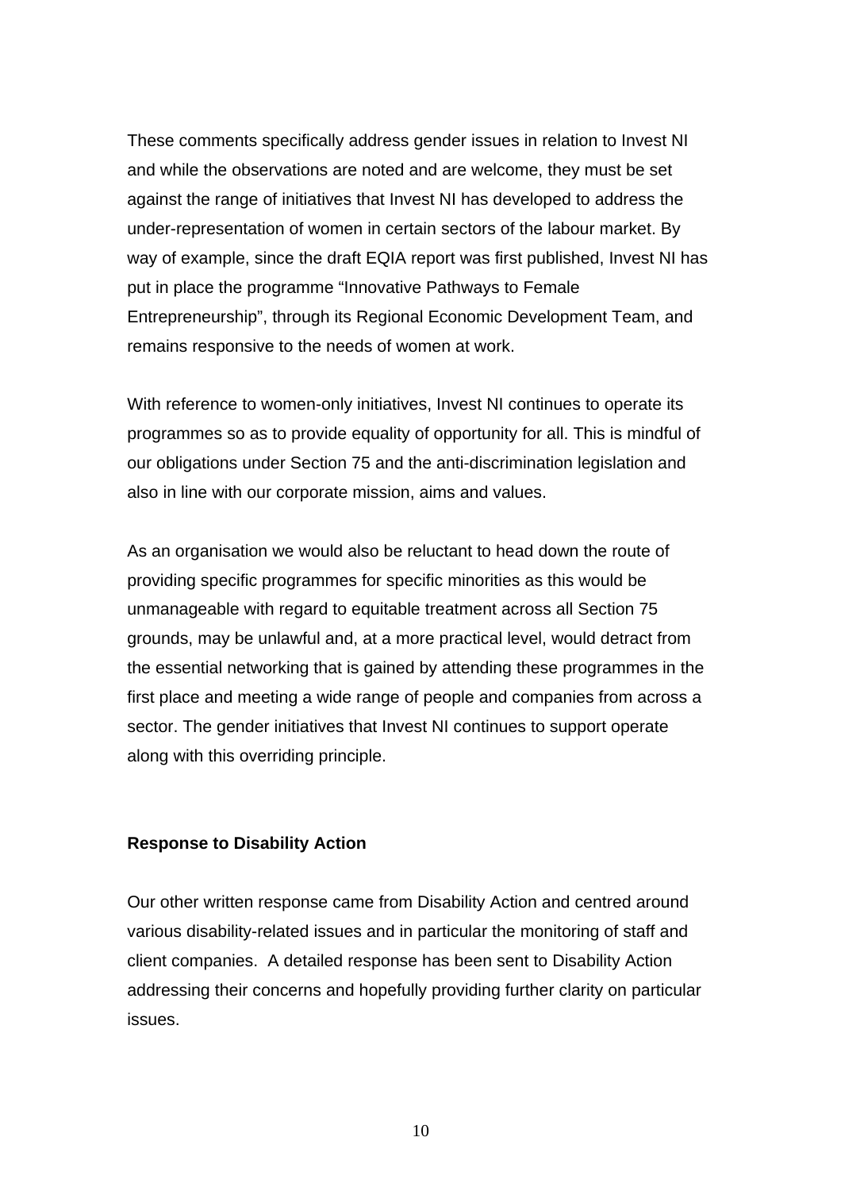These comments specifically address gender issues in relation to Invest NI and while the observations are noted and are welcome, they must be set against the range of initiatives that Invest NI has developed to address the under-representation of women in certain sectors of the labour market. By way of example, since the draft EQIA report was first published, Invest NI has put in place the programme "Innovative Pathways to Female Entrepreneurship", through its Regional Economic Development Team, and remains responsive to the needs of women at work.

With reference to women-only initiatives, Invest NI continues to operate its programmes so as to provide equality of opportunity for all. This is mindful of our obligations under Section 75 and the anti-discrimination legislation and also in line with our corporate mission, aims and values.

As an organisation we would also be reluctant to head down the route of providing specific programmes for specific minorities as this would be unmanageable with regard to equitable treatment across all Section 75 grounds, may be unlawful and, at a more practical level, would detract from the essential networking that is gained by attending these programmes in the first place and meeting a wide range of people and companies from across a sector. The gender initiatives that Invest NI continues to support operate along with this overriding principle.

**Response to Disability Action**

Our other written response came from Disability Action and centred around various disability-related issues and in particular the monitoring of staff and client companies. A detailed response has been sent to Disability Action addressing their concerns and hopefully providing further clarity on particular issues.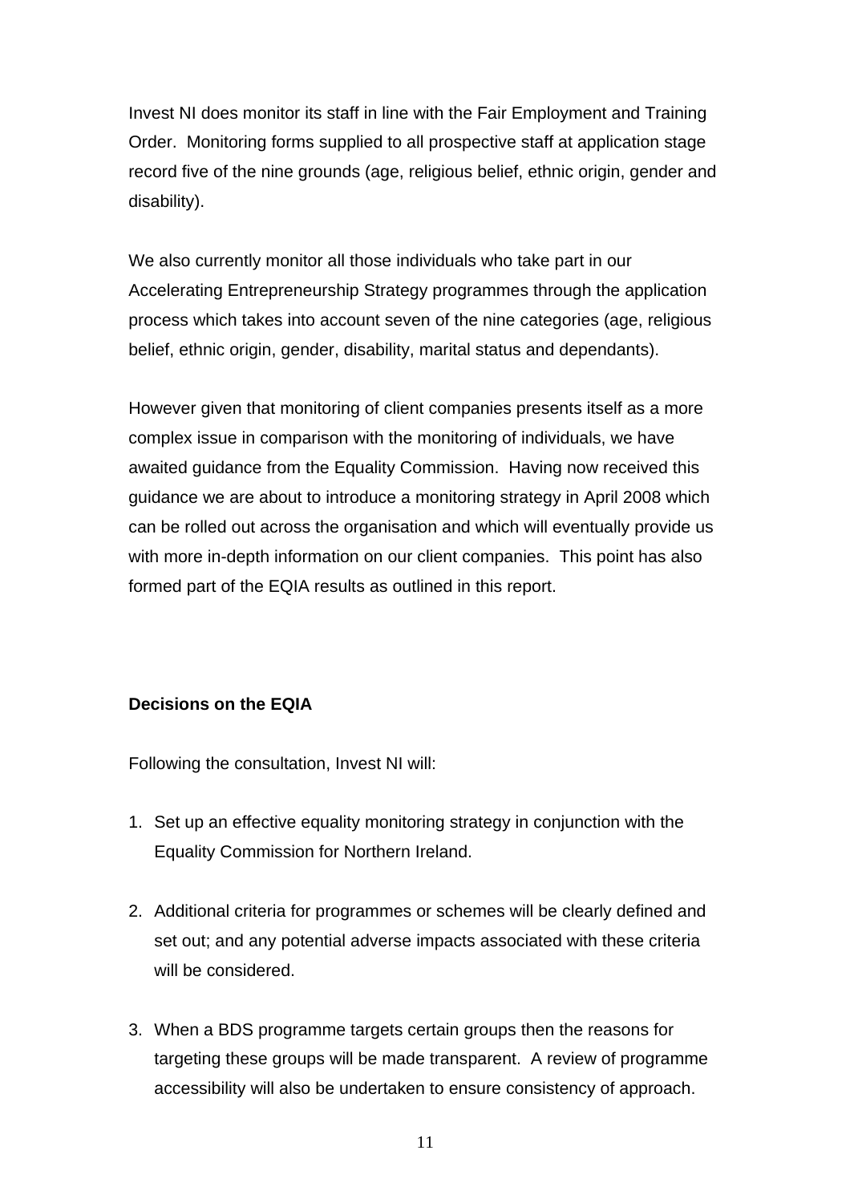Invest NI does monitor its staff in line with the Fair Employment and Training Order. Monitoring forms supplied to all prospective staff at application stage record five of the nine grounds (age, religious belief, ethnic origin, gender and disability).

We also currently monitor all those individuals who take part in our Accelerating Entrepreneurship Strategy programmes through the application process which takes into account seven of the nine categories (age, religious belief, ethnic origin, gender, disability, marital status and dependants).

However given that monitoring of client companies presents itself as a more complex issue in comparison with the monitoring of individuals, we have awaited guidance from the Equality Commission. Having now received this guidance we are about to introduce a monitoring strategy in April 2008 which can be rolled out across the organisation and which will eventually provide us with more in-depth information on our client companies. This point has also formed part of the EQIA results as outlined in this report.

**Decisions on the EQIA**

Following the consultation, Invest NI will:

1. Set up an effective equality monitoring strategy in conjunction with the Equality Commission for Northern Ireland.

2. Additional criteria for programmes or schemes will be clearly defined and set out; and any potential adverse impacts associated with these criteria will be considered.

3. When a BDS programme targets certain groups then the reasons for targeting these groups will be made transparent. A review of programme accessibility will also be undertaken to ensure consistency of approach.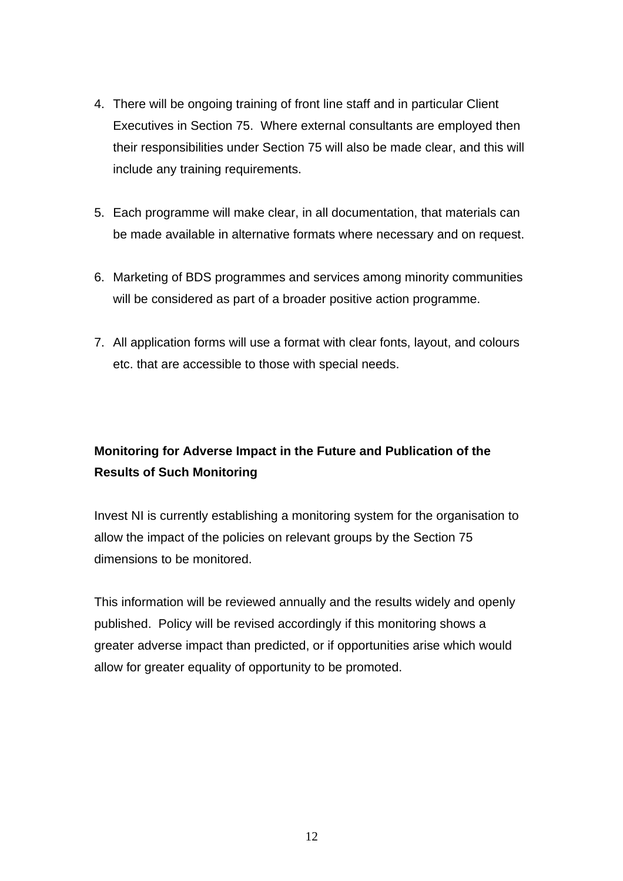4. There will be ongoing training of front line staff and in particular Client Executives in Section 75. Where external consultants are employed then their responsibilities under Section 75 will also be made clear, and this will include any training requirements.

5. Each programme will make clear, in all documentation, that materials can be made available in alternative formats where necessary and on request.

6. Marketing of BDS programmes and services among minority communities will be considered as part of a broader positive action programme.

7. All application forms will use a format with clear fonts, layout, and colours etc. that are accessible to those with special needs.

**Monitoring for Adverse Impact in the Future and Publication of the Results of Such Monitoring**

Invest NI is currently establishing a monitoring system for the organisation to allow the impact of the policies on relevant groups by the Section 75 dimensions to be monitored.

This information will be reviewed annually and the results widely and openly published. Policy will be revised accordingly if this monitoring shows a greater adverse impact than predicted, or if opportunities arise which would allow for greater equality of opportunity to be promoted.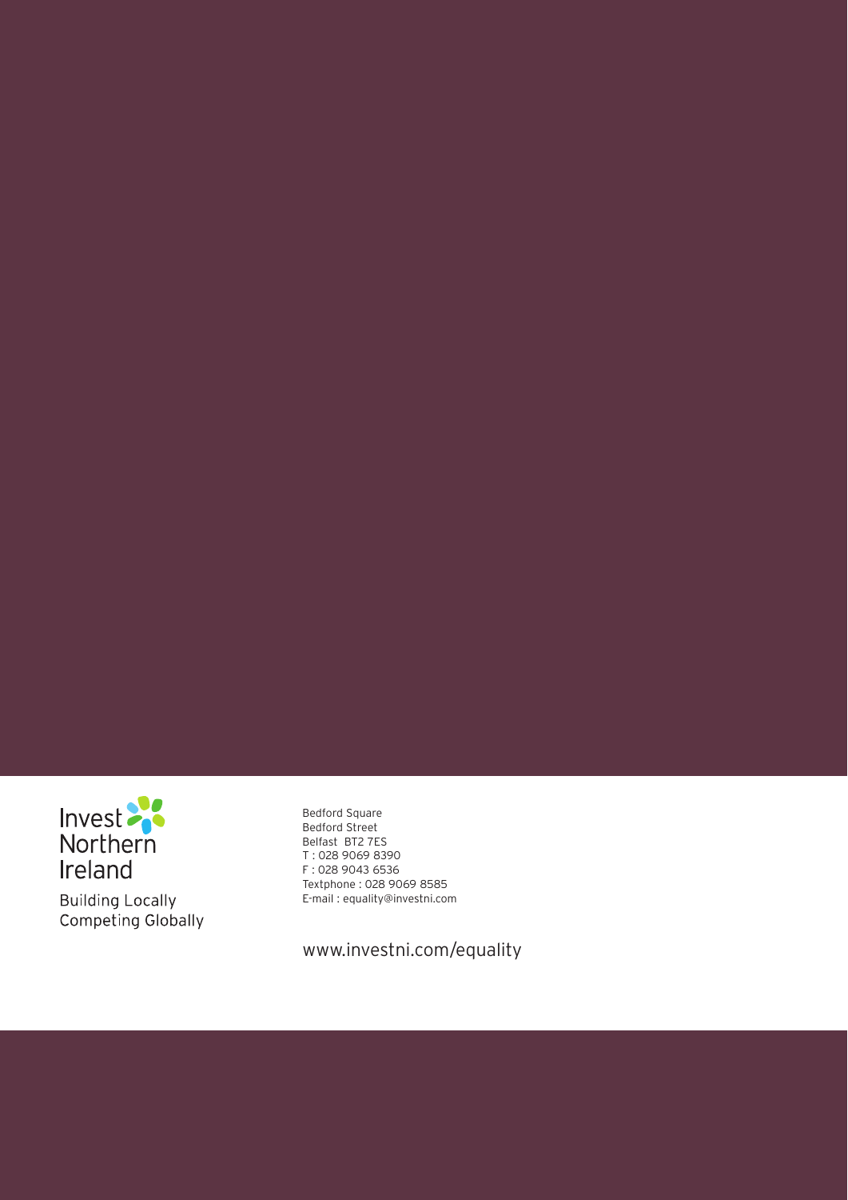Invest Northern Ireland

Building Locally
Competing Globally

Bedford Square
Bedford Street
Belfast BT2 7ES
T : 028 9069 8390
F : 028 9043 6536
Textphone : 028 9069 8585
E-mail : equality@investni.com

www.investni.com/equality